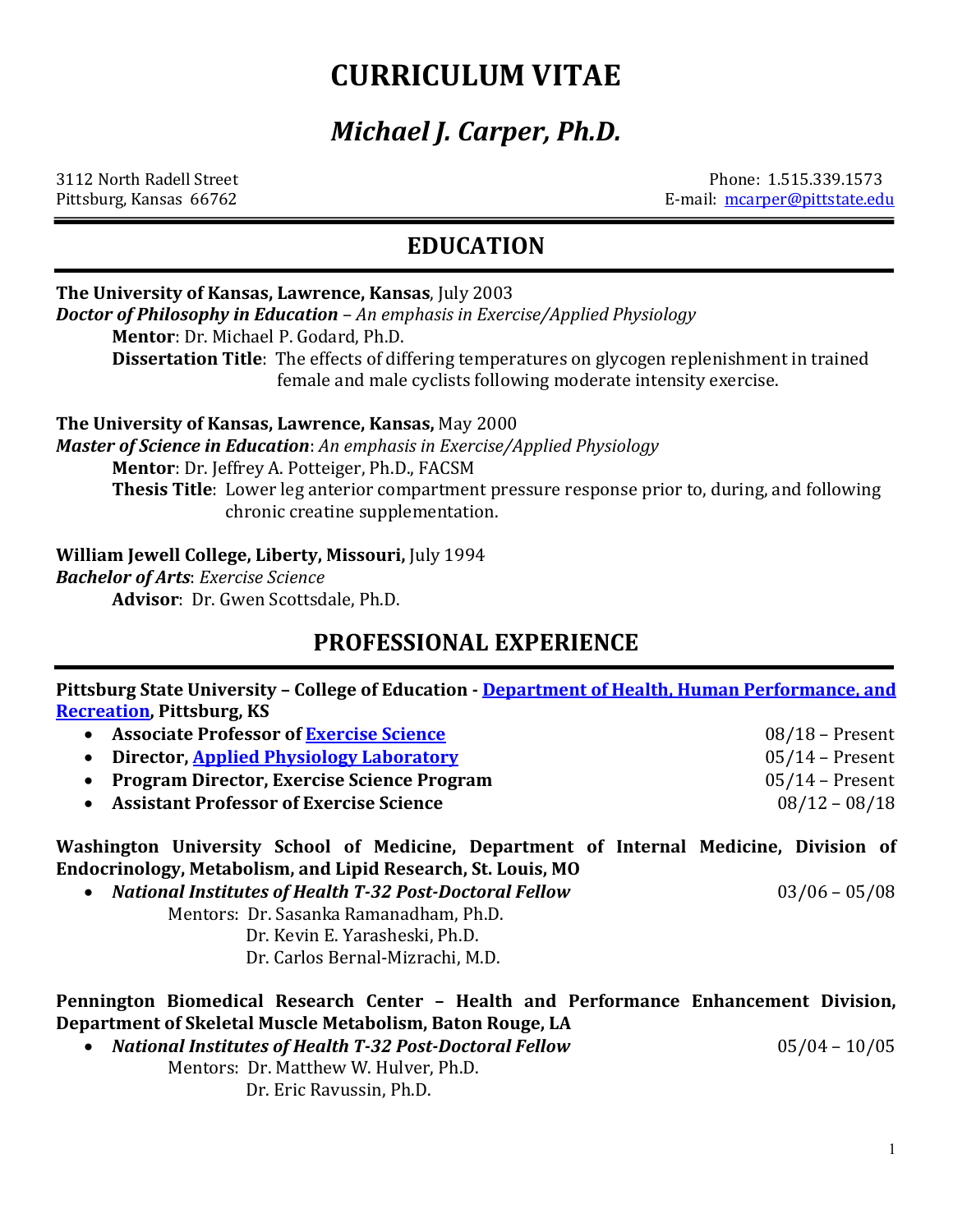# CURRICULUM VITAE

## *Michael J. Carper, Ph.D.*

3112 North Radell Street
Pittsburg, Kansas 66762

Phone: 1.515.339.1573
E-mail: mcarper@pittstate.edu

## EDUCATION

**The University of Kansas, Lawrence, Kansas**, July 2003
***Doctor of Philosophy in Education*** *– An emphasis in Exercise/Applied Physiology*
**Mentor**: Dr. Michael P. Godard, Ph.D.
**Dissertation Title**: The effects of differing temperatures on glycogen replenishment in trained female and male cyclists following moderate intensity exercise.

**The University of Kansas, Lawrence, Kansas,** May 2000
***Master of Science in Education***: *An emphasis in Exercise/Applied Physiology*
**Mentor**: Dr. Jeffrey A. Potteiger, Ph.D., FACSM
**Thesis Title**: Lower leg anterior compartment pressure response prior to, during, and following chronic creatine supplementation.

**William Jewell College, Liberty, Missouri,** July 1994
***Bachelor of Arts***: *Exercise Science*
**Advisor**: Dr. Gwen Scottsdale, Ph.D.

## PROFESSIONAL EXPERIENCE

**Pittsburg State University – College of Education - Department of Health, Human Performance, and Recreation, Pittsburg, KS**

- **Associate Professor of Exercise Science** 08/18 – Present
- **Director, Applied Physiology Laboratory** 05/14 – Present
- **Program Director, Exercise Science Program** 05/14 – Present
- **Assistant Professor of Exercise Science** 08/12 – 08/18

**Washington University School of Medicine, Department of Internal Medicine, Division of Endocrinology, Metabolism, and Lipid Research, St. Louis, MO**

- ***National Institutes of Health T-32 Post-Doctoral Fellow*** 03/06 – 05/08

  Mentors: Dr. Sasanka Ramanadham, Ph.D.
  Dr. Kevin E. Yarasheski, Ph.D.
  Dr. Carlos Bernal-Mizrachi, M.D.

**Pennington Biomedical Research Center – Health and Performance Enhancement Division, Department of Skeletal Muscle Metabolism, Baton Rouge, LA**

- ***National Institutes of Health T-32 Post-Doctoral Fellow*** 05/04 – 10/05

  Mentors: Dr. Matthew W. Hulver, Ph.D.
  Dr. Eric Ravussin, Ph.D.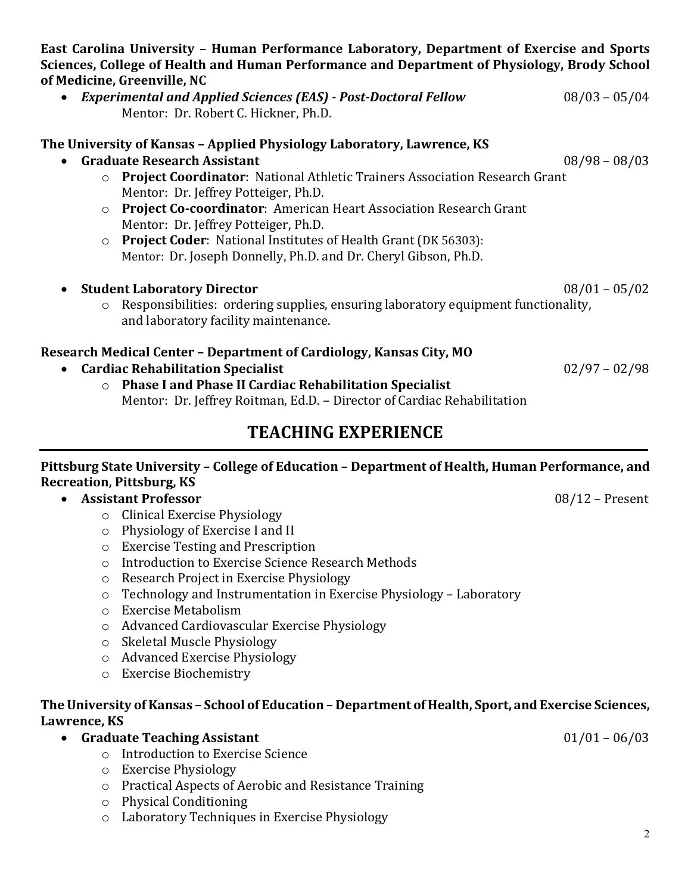**East Carolina University – Human Performance Laboratory, Department of Exercise and Sports Sciences, College of Health and Human Performance and Department of Physiology, Brody School of Medicine, Greenville, NC**

- ***Experimental and Applied Sciences (EAS) - Post-Doctoral Fellow*** 08/03 – 05/04
  Mentor: Dr. Robert C. Hickner, Ph.D.

**The University of Kansas – Applied Physiology Laboratory, Lawrence, KS**

- **Graduate Research Assistant** 08/98 – 08/03
  - **Project Coordinator**: National Athletic Trainers Association Research Grant
    Mentor: Dr. Jeffrey Potteiger, Ph.D.
  - **Project Co-coordinator**: American Heart Association Research Grant
    Mentor: Dr. Jeffrey Potteiger, Ph.D.
  - **Project Coder**: National Institutes of Health Grant (DK 56303):
    Mentor: Dr. Joseph Donnelly, Ph.D. and Dr. Cheryl Gibson, Ph.D.

- **Student Laboratory Director** 08/01 – 05/02
  - Responsibilities: ordering supplies, ensuring laboratory equipment functionality, and laboratory facility maintenance.

**Research Medical Center – Department of Cardiology, Kansas City, MO**

- **Cardiac Rehabilitation Specialist** 02/97 – 02/98
  - **Phase I and Phase II Cardiac Rehabilitation Specialist**
    Mentor: Dr. Jeffrey Roitman, Ed.D. – Director of Cardiac Rehabilitation

# TEACHING EXPERIENCE

**Pittsburg State University – College of Education – Department of Health, Human Performance, and Recreation, Pittsburg, KS**

- **Assistant Professor** 08/12 – Present
  - Clinical Exercise Physiology
  - Physiology of Exercise I and II
  - Exercise Testing and Prescription
  - Introduction to Exercise Science Research Methods
  - Research Project in Exercise Physiology
  - Technology and Instrumentation in Exercise Physiology – Laboratory
  - Exercise Metabolism
  - Advanced Cardiovascular Exercise Physiology
  - Skeletal Muscle Physiology
  - Advanced Exercise Physiology
  - Exercise Biochemistry

**The University of Kansas – School of Education – Department of Health, Sport, and Exercise Sciences, Lawrence, KS**

- **Graduate Teaching Assistant** 01/01 – 06/03
  - Introduction to Exercise Science
  - Exercise Physiology
  - Practical Aspects of Aerobic and Resistance Training
  - Physical Conditioning
  - Laboratory Techniques in Exercise Physiology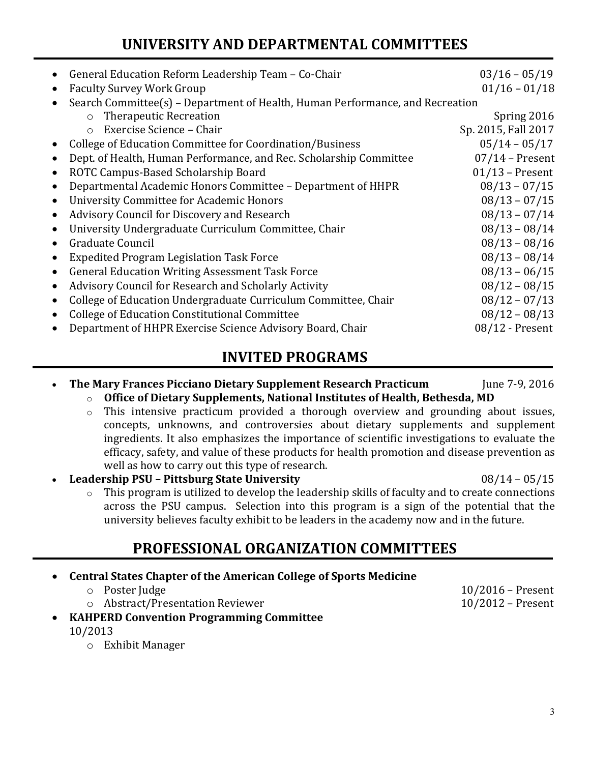# UNIVERSITY AND DEPARTMENTAL COMMITTEES

- General Education Reform Leadership Team – Co-Chair 03/16 – 05/19
- Faculty Survey Work Group 01/16 – 01/18
- Search Committee(s) – Department of Health, Human Performance, and Recreation
  - Therapeutic Recreation Spring 2016
  - Exercise Science – Chair Sp. 2015, Fall 2017
- College of Education Committee for Coordination/Business 05/14 – 05/17
- Dept. of Health, Human Performance, and Rec. Scholarship Committee 07/14 – Present
- ROTC Campus-Based Scholarship Board 01/13 – Present
- Departmental Academic Honors Committee – Department of HHPR 08/13 – 07/15
- University Committee for Academic Honors 08/13 – 07/15
- Advisory Council for Discovery and Research 08/13 – 07/14
- University Undergraduate Curriculum Committee, Chair 08/13 – 08/14
- Graduate Council 08/13 – 08/16
- Expedited Program Legislation Task Force 08/13 – 08/14
- General Education Writing Assessment Task Force 08/13 – 06/15
- Advisory Council for Research and Scholarly Activity 08/12 – 08/15
- College of Education Undergraduate Curriculum Committee, Chair 08/12 – 07/13
- College of Education Constitutional Committee 08/12 – 08/13
- Department of HHPR Exercise Science Advisory Board, Chair 08/12 - Present

# INVITED PROGRAMS

- **The Mary Frances Picciano Dietary Supplement Research Practicum** June 7-9, 2016
  - **Office of Dietary Supplements, National Institutes of Health, Bethesda, MD**
  - This intensive practicum provided a thorough overview and grounding about issues, concepts, unknowns, and controversies about dietary supplements and supplement ingredients. It also emphasizes the importance of scientific investigations to evaluate the efficacy, safety, and value of these products for health promotion and disease prevention as well as how to carry out this type of research.
- **Leadership PSU – Pittsburg State University** 08/14 – 05/15
  - This program is utilized to develop the leadership skills of faculty and to create connections across the PSU campus. Selection into this program is a sign of the potential that the university believes faculty exhibit to be leaders in the academy now and in the future.

# PROFESSIONAL ORGANIZATION COMMITTEES

- **Central States Chapter of the American College of Sports Medicine**
  - Poster Judge 10/2016 – Present
  - Abstract/Presentation Reviewer 10/2012 – Present
- **KAHPERD Convention Programming Committee**
  10/2013
  - Exhibit Manager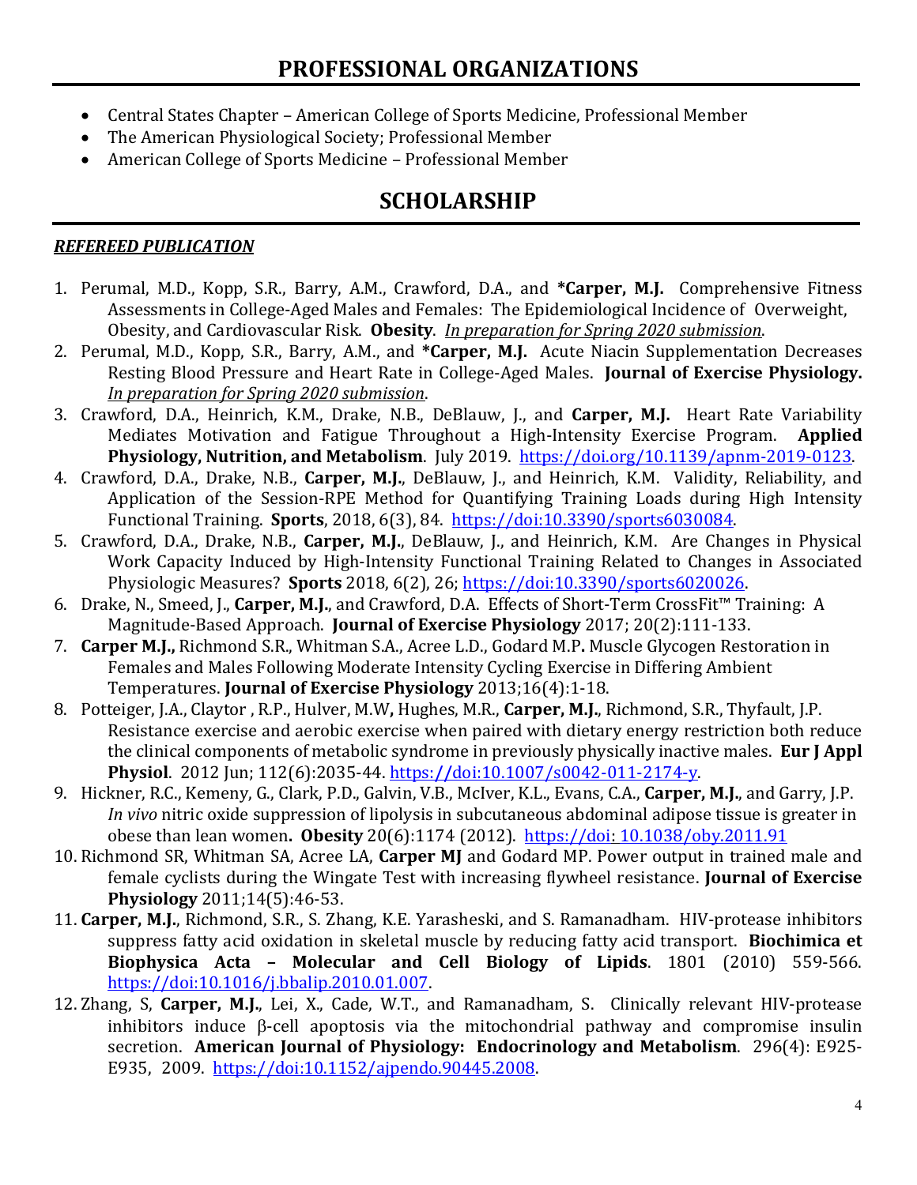# PROFESSIONAL ORGANIZATIONS

- Central States Chapter – American College of Sports Medicine, Professional Member
- The American Physiological Society; Professional Member
- American College of Sports Medicine – Professional Member

# SCHOLARSHIP

***REFEREED PUBLICATION***

1. Perumal, M.D., Kopp, S.R., Barry, A.M., Crawford, D.A., and ***Carper, M.J.** Comprehensive Fitness Assessments in College-Aged Males and Females: The Epidemiological Incidence of Overweight, Obesity, and Cardiovascular Risk. **Obesity**. *In preparation for Spring 2020 submission*.
2. Perumal, M.D., Kopp, S.R., Barry, A.M., and ***Carper, M.J.** Acute Niacin Supplementation Decreases Resting Blood Pressure and Heart Rate in College-Aged Males. **Journal of Exercise Physiology.** *In preparation for Spring 2020 submission*.
3. Crawford, D.A., Heinrich, K.M., Drake, N.B., DeBlauw, J., and **Carper, M.J.** Heart Rate Variability Mediates Motivation and Fatigue Throughout a High-Intensity Exercise Program. **Applied Physiology, Nutrition, and Metabolism**. July 2019. https://doi.org/10.1139/apnm-2019-0123.
4. Crawford, D.A., Drake, N.B., **Carper, M.J.**, DeBlauw, J., and Heinrich, K.M. Validity, Reliability, and Application of the Session-RPE Method for Quantifying Training Loads during High Intensity Functional Training. **Sports**, 2018, 6(3), 84. https://doi:10.3390/sports6030084.
5. Crawford, D.A., Drake, N.B., **Carper, M.J.**, DeBlauw, J., and Heinrich, K.M. Are Changes in Physical Work Capacity Induced by High-Intensity Functional Training Related to Changes in Associated Physiologic Measures? **Sports** 2018, 6(2), 26; https://doi:10.3390/sports6020026.
6. Drake, N., Smeed, J., **Carper, M.J.**, and Crawford, D.A. Effects of Short-Term CrossFit™ Training: A Magnitude-Based Approach. **Journal of Exercise Physiology** 2017; 20(2):111-133.
7. **Carper M.J.,** Richmond S.R., Whitman S.A., Acree L.D., Godard M.P**.** Muscle Glycogen Restoration in Females and Males Following Moderate Intensity Cycling Exercise in Differing Ambient Temperatures. **Journal of Exercise Physiology** 2013;16(4):1-18.
8. Potteiger, J.A., Claytor , R.P., Hulver, M.W**,** Hughes, M.R., **Carper, M.J.**, Richmond, S.R., Thyfault, J.P. Resistance exercise and aerobic exercise when paired with dietary energy restriction both reduce the clinical components of metabolic syndrome in previously physically inactive males. **Eur J Appl Physiol**. 2012 Jun; 112(6):2035-44. https://doi:10.1007/s0042-011-2174-y.
9. Hickner, R.C., Kemeny, G., Clark, P.D., Galvin, V.B., McIver, K.L., Evans, C.A., **Carper, M.J.**, and Garry, J.P. *In vivo* nitric oxide suppression of lipolysis in subcutaneous abdominal adipose tissue is greater in obese than lean women**. Obesity** 20(6):1174 (2012). https://doi: 10.1038/oby.2011.91
10. Richmond SR, Whitman SA, Acree LA, **Carper MJ** and Godard MP. Power output in trained male and female cyclists during the Wingate Test with increasing flywheel resistance. **Journal of Exercise Physiology** 2011;14(5):46-53.
11. **Carper, M.J.**, Richmond, S.R., S. Zhang, K.E. Yarasheski, and S. Ramanadham. HIV-protease inhibitors suppress fatty acid oxidation in skeletal muscle by reducing fatty acid transport. **Biochimica et Biophysica Acta – Molecular and Cell Biology of Lipids**. 1801 (2010) 559-566. https://doi:10.1016/j.bbalip.2010.01.007.
12. Zhang, S, **Carper, M.J.**, Lei, X., Cade, W.T., and Ramanadham, S. Clinically relevant HIV-protease inhibitors induce β-cell apoptosis via the mitochondrial pathway and compromise insulin secretion. **American Journal of Physiology: Endocrinology and Metabolism**. 296(4): E925-E935, 2009. https://doi:10.1152/ajpendo.90445.2008.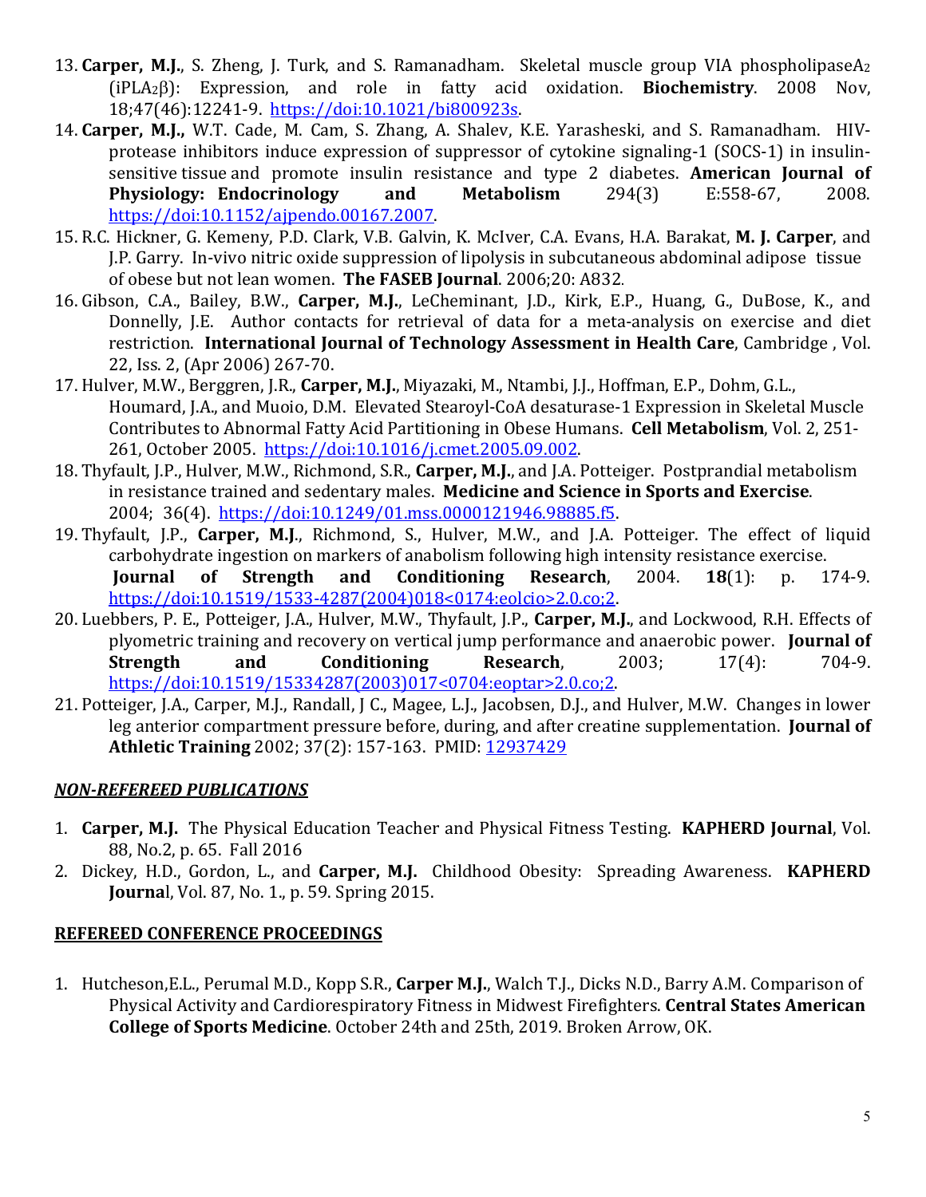13. **Carper, M.J.**, S. Zheng, J. Turk, and S. Ramanadham. Skeletal muscle group VIA phospholipase$A_2$ (iPL$A_2$β): Expression, and role in fatty acid oxidation. **Biochemistry**. 2008 Nov, 18;47(46):12241-9. https://doi:10.1021/bi800923s.
14. **Carper, M.J.,** W.T. Cade, M. Cam, S. Zhang, A. Shalev, K.E. Yarasheski, and S. Ramanadham. HIV-protease inhibitors induce expression of suppressor of cytokine signaling-1 (SOCS-1) in insulin-sensitive tissue and promote insulin resistance and type 2 diabetes. **American Journal of Physiology: Endocrinology and Metabolism** 294(3) E:558-67, 2008. https://doi:10.1152/ajpendo.00167.2007.
15. R.C. Hickner, G. Kemeny, P.D. Clark, V.B. Galvin, K. McIver, C.A. Evans, H.A. Barakat, **M. J. Carper**, and J.P. Garry. In-vivo nitric oxide suppression of lipolysis in subcutaneous abdominal adipose tissue of obese but not lean women. **The FASEB Journal**. 2006;20: A832.
16. Gibson, C.A., Bailey, B.W., **Carper, M.J.**, LeCheminant, J.D., Kirk, E.P., Huang, G., DuBose, K., and Donnelly, J.E. Author contacts for retrieval of data for a meta-analysis on exercise and diet restriction. **International Journal of Technology Assessment in Health Care**, Cambridge , Vol. 22, Iss. 2, (Apr 2006) 267-70.
17. Hulver, M.W., Berggren, J.R., **Carper, M.J.**, Miyazaki, M., Ntambi, J.J., Hoffman, E.P., Dohm, G.L., Houmard, J.A., and Muoio, D.M. Elevated Stearoyl-CoA desaturase-1 Expression in Skeletal Muscle Contributes to Abnormal Fatty Acid Partitioning in Obese Humans. **Cell Metabolism**, Vol. 2, 251-261, October 2005. https://doi:10.1016/j.cmet.2005.09.002.
18. Thyfault, J.P., Hulver, M.W., Richmond, S.R., **Carper, M.J.**, and J.A. Potteiger. Postprandial metabolism in resistance trained and sedentary males. **Medicine and Science in Sports and Exercise**. 2004; 36(4). https://doi:10.1249/01.mss.0000121946.98885.f5.
19. Thyfault, J.P., **Carper, M.J**., Richmond, S., Hulver, M.W., and J.A. Potteiger. The effect of liquid carbohydrate ingestion on markers of anabolism following high intensity resistance exercise. **Journal of Strength and Conditioning Research**, 2004. **18**(1): p. 174-9. https://doi:10.1519/1533-4287(2004)018<0174:eolcio>2.0.co;2.
20. Luebbers, P. E., Potteiger, J.A., Hulver, M.W., Thyfault, J.P., **Carper, M.J.**, and Lockwood, R.H. Effects of plyometric training and recovery on vertical jump performance and anaerobic power. **Journal of Strength and Conditioning Research**, 2003; 17(4): 704-9. https://doi:10.1519/15334287(2003)017<0704:eoptar>2.0.co;2.
21. Potteiger, J.A., Carper, M.J., Randall, J C., Magee, L.J., Jacobsen, D.J., and Hulver, M.W. Changes in lower leg anterior compartment pressure before, during, and after creatine supplementation. **Journal of Athletic Training** 2002; 37(2): 157-163. PMID: 12937429

## ***NON-REFEREED PUBLICATIONS***

1. **Carper, M.J.** The Physical Education Teacher and Physical Fitness Testing. **KAPHERD Journal**, Vol. 88, No.2, p. 65. Fall 2016
2. Dickey, H.D., Gordon, L., and **Carper, M.J.** Childhood Obesity: Spreading Awareness. **KAPHERD Journa**l, Vol. 87, No. 1., p. 59. Spring 2015.

## **REFEREED CONFERENCE PROCEEDINGS**

1. Hutcheson,E.L., Perumal M.D., Kopp S.R., **Carper M.J.**, Walch T.J., Dicks N.D., Barry A.M. Comparison of Physical Activity and Cardiorespiratory Fitness in Midwest Firefighters. **Central States American College of Sports Medicine**. October 24th and 25th, 2019. Broken Arrow, OK.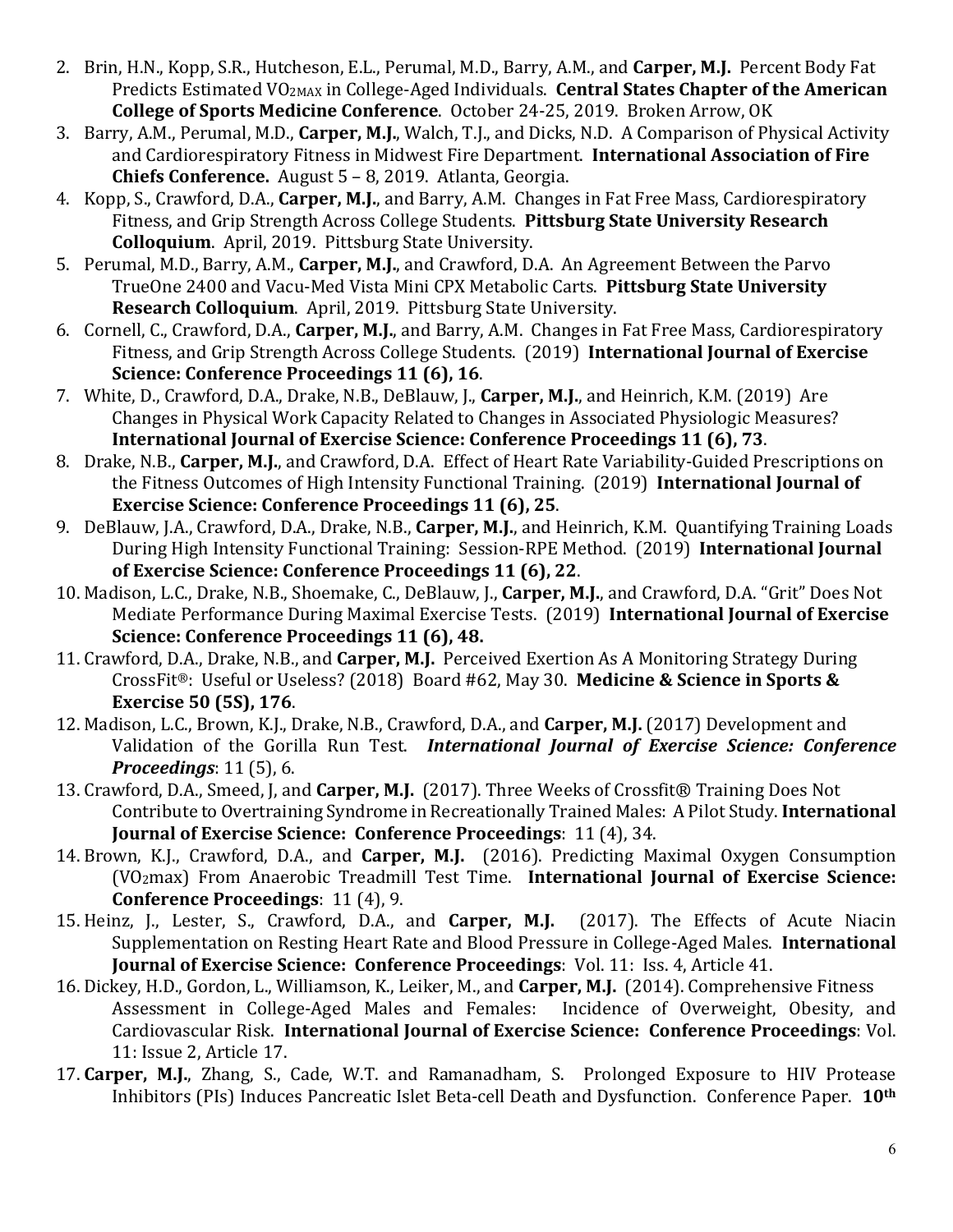2. Brin, H.N., Kopp, S.R., Hutcheson, E.L., Perumal, M.D., Barry, A.M., and **Carper, M.J.** Percent Body Fat Predicts Estimated $VO_{2MAX}$ in College-Aged Individuals. **Central States Chapter of the American College of Sports Medicine Conference**. October 24-25, 2019. Broken Arrow, OK
3. Barry, A.M., Perumal, M.D., **Carper, M.J.**, Walch, T.J., and Dicks, N.D. A Comparison of Physical Activity and Cardiorespiratory Fitness in Midwest Fire Department. **International Association of Fire Chiefs Conference.** August 5 – 8, 2019. Atlanta, Georgia.
4. Kopp, S., Crawford, D.A., **Carper, M.J.**, and Barry, A.M. Changes in Fat Free Mass, Cardiorespiratory Fitness, and Grip Strength Across College Students. **Pittsburg State University Research Colloquium**. April, 2019. Pittsburg State University.
5. Perumal, M.D., Barry, A.M., **Carper, M.J.**, and Crawford, D.A. An Agreement Between the Parvo TrueOne 2400 and Vacu-Med Vista Mini CPX Metabolic Carts. **Pittsburg State University Research Colloquium**. April, 2019. Pittsburg State University.
6. Cornell, C., Crawford, D.A., **Carper, M.J.**, and Barry, A.M. Changes in Fat Free Mass, Cardiorespiratory Fitness, and Grip Strength Across College Students. (2019) **International Journal of Exercise Science: Conference Proceedings 11 (6), 16**.
7. White, D., Crawford, D.A., Drake, N.B., DeBlauw, J., **Carper, M.J.**, and Heinrich, K.M. (2019) Are Changes in Physical Work Capacity Related to Changes in Associated Physiologic Measures? **International Journal of Exercise Science: Conference Proceedings 11 (6), 73**.
8. Drake, N.B., **Carper, M.J.**, and Crawford, D.A. Effect of Heart Rate Variability-Guided Prescriptions on the Fitness Outcomes of High Intensity Functional Training. (2019) **International Journal of Exercise Science: Conference Proceedings 11 (6), 25**.
9. DeBlauw, J.A., Crawford, D.A., Drake, N.B., **Carper, M.J.**, and Heinrich, K.M. Quantifying Training Loads During High Intensity Functional Training: Session-RPE Method. (2019) **International Journal of Exercise Science: Conference Proceedings 11 (6), 22**.
10. Madison, L.C., Drake, N.B., Shoemake, C., DeBlauw, J., **Carper, M.J.**, and Crawford, D.A. "Grit" Does Not Mediate Performance During Maximal Exercise Tests. (2019) **International Journal of Exercise Science: Conference Proceedings 11 (6), 48.**
11. Crawford, D.A., Drake, N.B., and **Carper, M.J.** Perceived Exertion As A Monitoring Strategy During CrossFit®: Useful or Useless? (2018) Board #62, May 30. **Medicine & Science in Sports & Exercise 50 (5S), 176**.
12. Madison, L.C., Brown, K.J., Drake, N.B., Crawford, D.A., and **Carper, M.J.** (2017) Development and Validation of the Gorilla Run Test. ***International Journal of Exercise Science: Conference Proceedings***: 11 (5), 6.
13. Crawford, D.A., Smeed, J, and **Carper, M.J.** (2017). Three Weeks of Crossfit® Training Does Not Contribute to Overtraining Syndrome in Recreationally Trained Males: A Pilot Study. **International Journal of Exercise Science: Conference Proceedings**: 11 (4), 34.
14. Brown, K.J., Crawford, D.A., and **Carper, M.J.** (2016). Predicting Maximal Oxygen Consumption ($VO_2$max) From Anaerobic Treadmill Test Time. **International Journal of Exercise Science: Conference Proceedings**: 11 (4), 9.
15. Heinz, J., Lester, S., Crawford, D.A., and **Carper, M.J.** (2017). The Effects of Acute Niacin Supplementation on Resting Heart Rate and Blood Pressure in College-Aged Males. **International Journal of Exercise Science: Conference Proceedings**: Vol. 11: Iss. 4, Article 41.
16. Dickey, H.D., Gordon, L., Williamson, K., Leiker, M., and **Carper, M.J.** (2014). Comprehensive Fitness Assessment in College-Aged Males and Females: Incidence of Overweight, Obesity, and Cardiovascular Risk. **International Journal of Exercise Science: Conference Proceedings**: Vol. 11: Issue 2, Article 17.
17. **Carper, M.J.**, Zhang, S., Cade, W.T. and Ramanadham, S. Prolonged Exposure to HIV Protease Inhibitors (PIs) Induces Pancreatic Islet Beta-cell Death and Dysfunction. Conference Paper. **10th**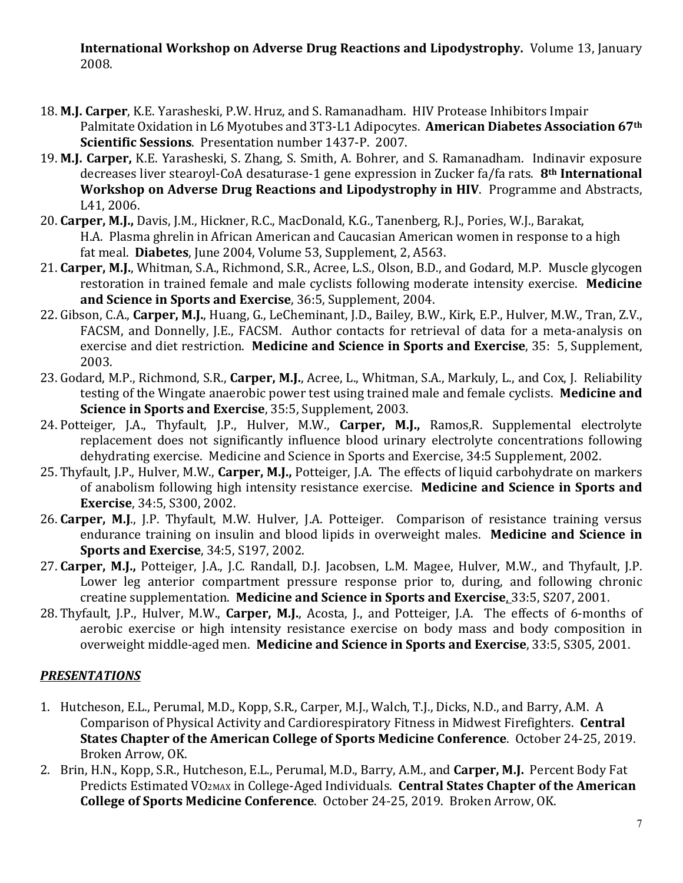**International Workshop on Adverse Drug Reactions and Lipodystrophy.** Volume 13, January 2008.

18. **M.J. Carper**, K.E. Yarasheski, P.W. Hruz, and S. Ramanadham. HIV Protease Inhibitors Impair Palmitate Oxidation in L6 Myotubes and 3T3-L1 Adipocytes. **American Diabetes Association 67th Scientific Sessions**. Presentation number 1437-P. 2007.
19. **M.J. Carper,** K.E. Yarasheski, S. Zhang, S. Smith, A. Bohrer, and S. Ramanadham. Indinavir exposure decreases liver stearoyl-CoA desaturase-1 gene expression in Zucker fa/fa rats. **8th International Workshop on Adverse Drug Reactions and Lipodystrophy in HIV**. Programme and Abstracts, L41, 2006.
20. **Carper, M.J.,** Davis, J.M., Hickner, R.C., MacDonald, K.G., Tanenberg, R.J., Pories, W.J., Barakat, H.A. Plasma ghrelin in African American and Caucasian American women in response to a high fat meal. **Diabetes**, June 2004, Volume 53, Supplement, 2, A563.
21. **Carper, M.J.**, Whitman, S.A., Richmond, S.R., Acree, L.S., Olson, B.D., and Godard, M.P. Muscle glycogen restoration in trained female and male cyclists following moderate intensity exercise. **Medicine and Science in Sports and Exercise**, 36:5, Supplement, 2004.
22. Gibson, C.A., **Carper, M.J.**, Huang, G., LeCheminant, J.D., Bailey, B.W., Kirk, E.P., Hulver, M.W., Tran, Z.V., FACSM, and Donnelly, J.E., FACSM. Author contacts for retrieval of data for a meta-analysis on exercise and diet restriction. **Medicine and Science in Sports and Exercise**, 35: 5, Supplement, 2003.
23. Godard, M.P., Richmond, S.R., **Carper, M.J.**, Acree, L., Whitman, S.A., Markuly, L., and Cox, J. Reliability testing of the Wingate anaerobic power test using trained male and female cyclists. **Medicine and Science in Sports and Exercise**, 35:5, Supplement, 2003.
24. Potteiger, J.A., Thyfault, J.P., Hulver, M.W., **Carper, M.J.,** Ramos,R. Supplemental electrolyte replacement does not significantly influence blood urinary electrolyte concentrations following dehydrating exercise. Medicine and Science in Sports and Exercise, 34:5 Supplement, 2002.
25. Thyfault, J.P., Hulver, M.W., **Carper, M.J.,** Potteiger, J.A. The effects of liquid carbohydrate on markers of anabolism following high intensity resistance exercise. **Medicine and Science in Sports and Exercise**, 34:5, S300, 2002.
26. **Carper, M.J**., J.P. Thyfault, M.W. Hulver, J.A. Potteiger. Comparison of resistance training versus endurance training on insulin and blood lipids in overweight males. **Medicine and Science in Sports and Exercise**, 34:5, S197, 2002.
27. **Carper, M.J.,** Potteiger, J.A., J.C. Randall, D.J. Jacobsen, L.M. Magee, Hulver, M.W., and Thyfault, J.P. Lower leg anterior compartment pressure response prior to, during, and following chronic creatine supplementation. **Medicine and Science in Sports and Exercise**, 33:5, S207, 2001.
28. Thyfault, J.P., Hulver, M.W., **Carper, M.J.**, Acosta, J., and Potteiger, J.A. The effects of 6-months of aerobic exercise or high intensity resistance exercise on body mass and body composition in overweight middle-aged men. **Medicine and Science in Sports and Exercise**, 33:5, S305, 2001.

## ***PRESENTATIONS***

1. Hutcheson, E.L., Perumal, M.D., Kopp, S.R., Carper, M.J., Walch, T.J., Dicks, N.D., and Barry, A.M. A Comparison of Physical Activity and Cardiorespiratory Fitness in Midwest Firefighters. **Central States Chapter of the American College of Sports Medicine Conference**. October 24-25, 2019. Broken Arrow, OK.
2. Brin, H.N., Kopp, S.R., Hutcheson, E.L., Perumal, M.D., Barry, A.M., and **Carper, M.J.** Percent Body Fat Predicts Estimated $VO_{2MAX}$ in College-Aged Individuals. **Central States Chapter of the American College of Sports Medicine Conference**. October 24-25, 2019. Broken Arrow, OK.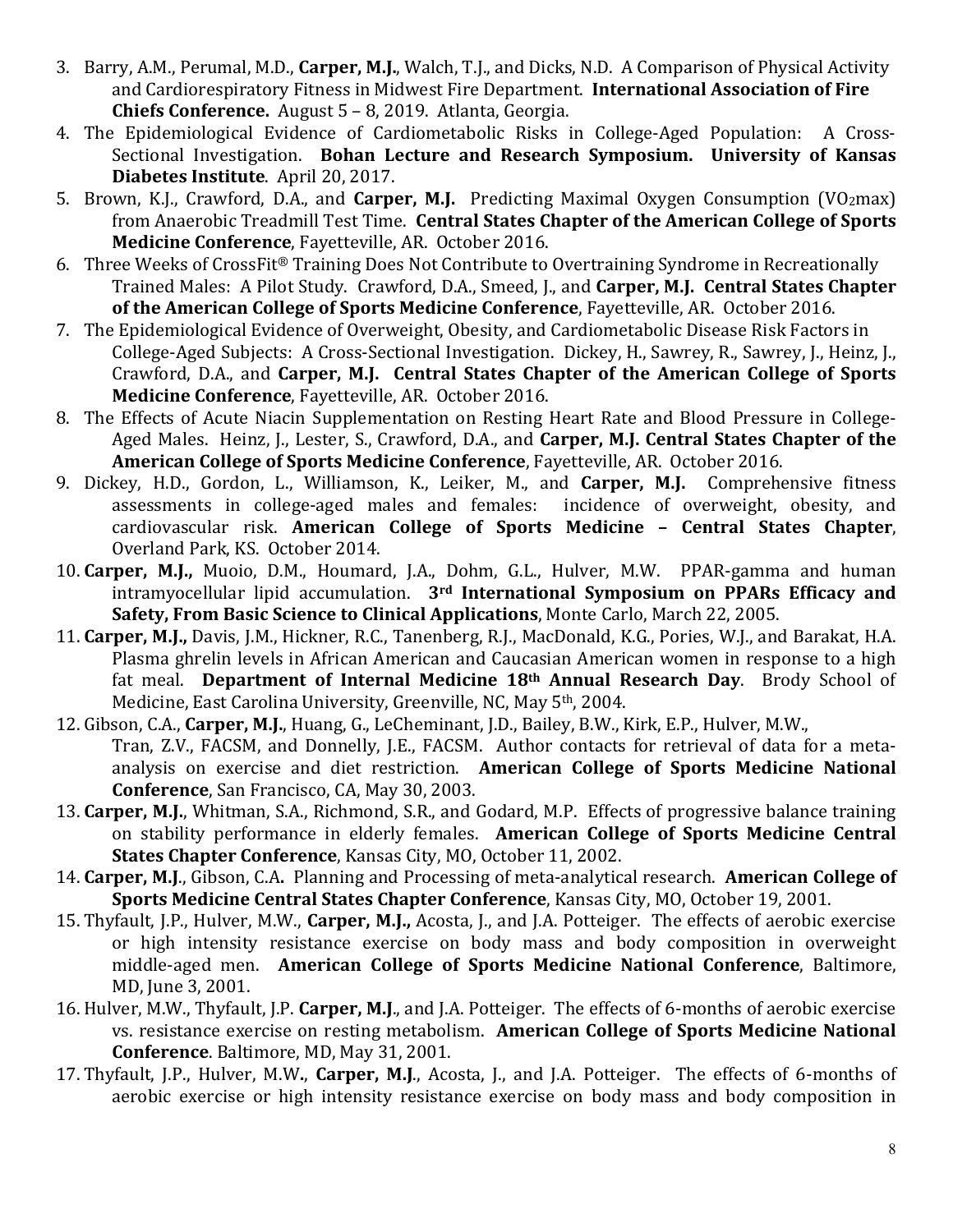3. Barry, A.M., Perumal, M.D., **Carper, M.J.**, Walch, T.J., and Dicks, N.D. A Comparison of Physical Activity and Cardiorespiratory Fitness in Midwest Fire Department. **International Association of Fire Chiefs Conference.** August 5 – 8, 2019. Atlanta, Georgia.
4. The Epidemiological Evidence of Cardiometabolic Risks in College-Aged Population: A Cross-Sectional Investigation. **Bohan Lecture and Research Symposium. University of Kansas Diabetes Institute**. April 20, 2017.
5. Brown, K.J., Crawford, D.A., and **Carper, M.J.** Predicting Maximal Oxygen Consumption ($VO_2$max) from Anaerobic Treadmill Test Time. **Central States Chapter of the American College of Sports Medicine Conference**, Fayetteville, AR. October 2016.
6. Three Weeks of CrossFit® Training Does Not Contribute to Overtraining Syndrome in Recreationally Trained Males: A Pilot Study. Crawford, D.A., Smeed, J., and **Carper, M.J. Central States Chapter of the American College of Sports Medicine Conference**, Fayetteville, AR. October 2016.
7. The Epidemiological Evidence of Overweight, Obesity, and Cardiometabolic Disease Risk Factors in College-Aged Subjects: A Cross-Sectional Investigation. Dickey, H., Sawrey, R., Sawrey, J., Heinz, J., Crawford, D.A., and **Carper, M.J. Central States Chapter of the American College of Sports Medicine Conference**, Fayetteville, AR. October 2016.
8. The Effects of Acute Niacin Supplementation on Resting Heart Rate and Blood Pressure in College-Aged Males. Heinz, J., Lester, S., Crawford, D.A., and **Carper, M.J. Central States Chapter of the American College of Sports Medicine Conference**, Fayetteville, AR. October 2016.
9. Dickey, H.D., Gordon, L., Williamson, K., Leiker, M., and **Carper, M.J.** Comprehensive fitness assessments in college-aged males and females: incidence of overweight, obesity, and cardiovascular risk. **American College of Sports Medicine – Central States Chapter**, Overland Park, KS. October 2014.
10. **Carper, M.J.,** Muoio, D.M., Houmard, J.A., Dohm, G.L., Hulver, M.W. PPAR-gamma and human intramyocellular lipid accumulation. **3rd International Symposium on PPARs Efficacy and Safety, From Basic Science to Clinical Applications**, Monte Carlo, March 22, 2005.
11. **Carper, M.J.,** Davis, J.M., Hickner, R.C., Tanenberg, R.J., MacDonald, K.G., Pories, W.J., and Barakat, H.A. Plasma ghrelin levels in African American and Caucasian American women in response to a high fat meal. **Department of Internal Medicine 18th Annual Research Day**. Brody School of Medicine, East Carolina University, Greenville, NC, May 5th, 2004.
12. Gibson, C.A., **Carper, M.J.**, Huang, G., LeCheminant, J.D., Bailey, B.W., Kirk, E.P., Hulver, M.W., Tran, Z.V., FACSM, and Donnelly, J.E., FACSM. Author contacts for retrieval of data for a meta-analysis on exercise and diet restriction. **American College of Sports Medicine National Conference**, San Francisco, CA, May 30, 2003.
13. **Carper, M.J.**, Whitman, S.A., Richmond, S.R., and Godard, M.P. Effects of progressive balance training on stability performance in elderly females. **American College of Sports Medicine Central States Chapter Conference**, Kansas City, MO, October 11, 2002.
14. **Carper, M.J**., Gibson, C.A**.** Planning and Processing of meta-analytical research. **American College of Sports Medicine Central States Chapter Conference**, Kansas City, MO, October 19, 2001.
15. Thyfault, J.P., Hulver, M.W., **Carper, M.J.,** Acosta, J., and J.A. Potteiger. The effects of aerobic exercise or high intensity resistance exercise on body mass and body composition in overweight middle-aged men. **American College of Sports Medicine National Conference**, Baltimore, MD, June 3, 2001.
16. Hulver, M.W., Thyfault, J.P. **Carper, M.J**., and J.A. Potteiger. The effects of 6-months of aerobic exercise vs. resistance exercise on resting metabolism. **American College of Sports Medicine National Conference**. Baltimore, MD, May 31, 2001.
17. Thyfault, J.P., Hulver, M.W**.**, **Carper, M.J**., Acosta, J., and J.A. Potteiger. The effects of 6-months of aerobic exercise or high intensity resistance exercise on body mass and body composition in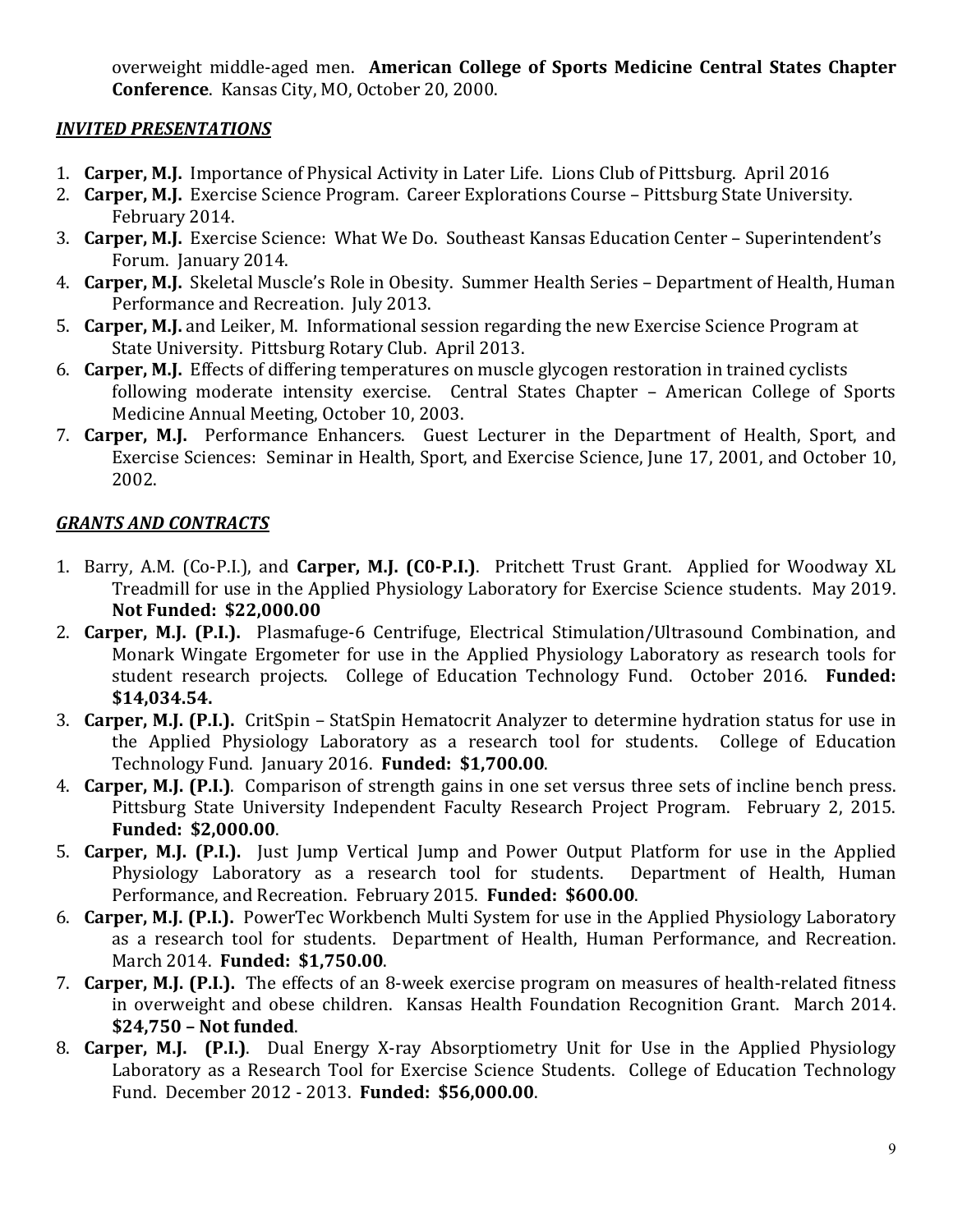overweight middle-aged men. **American College of Sports Medicine Central States Chapter Conference**. Kansas City, MO, October 20, 2000.

## *INVITED PRESENTATIONS*

1. **Carper, M.J.** Importance of Physical Activity in Later Life. Lions Club of Pittsburg. April 2016
2. **Carper, M.J.** Exercise Science Program. Career Explorations Course – Pittsburg State University. February 2014.
3. **Carper, M.J.** Exercise Science: What We Do. Southeast Kansas Education Center – Superintendent's Forum. January 2014.
4. **Carper, M.J.** Skeletal Muscle's Role in Obesity. Summer Health Series – Department of Health, Human Performance and Recreation. July 2013.
5. **Carper, M.J.** and Leiker, M. Informational session regarding the new Exercise Science Program at State University. Pittsburg Rotary Club. April 2013.
6. **Carper, M.J.** Effects of differing temperatures on muscle glycogen restoration in trained cyclists following moderate intensity exercise. Central States Chapter – American College of Sports Medicine Annual Meeting, October 10, 2003.
7. **Carper, M.J.** Performance Enhancers. Guest Lecturer in the Department of Health, Sport, and Exercise Sciences: Seminar in Health, Sport, and Exercise Science, June 17, 2001, and October 10, 2002.

## *GRANTS AND CONTRACTS*

1. Barry, A.M. (Co-P.I.), and **Carper, M.J. (C0-P.I.)**. Pritchett Trust Grant. Applied for Woodway XL Treadmill for use in the Applied Physiology Laboratory for Exercise Science students. May 2019. **Not Funded: $22,000.00**
2. **Carper, M.J. (P.I.).** Plasmafuge-6 Centrifuge, Electrical Stimulation/Ultrasound Combination, and Monark Wingate Ergometer for use in the Applied Physiology Laboratory as research tools for student research projects. College of Education Technology Fund. October 2016. **Funded: $14,034.54.**
3. **Carper, M.J. (P.I.).** CritSpin – StatSpin Hematocrit Analyzer to determine hydration status for use in the Applied Physiology Laboratory as a research tool for students. College of Education Technology Fund. January 2016. **Funded: $1,700.00**.
4. **Carper, M.J. (P.I.)**. Comparison of strength gains in one set versus three sets of incline bench press. Pittsburg State University Independent Faculty Research Project Program. February 2, 2015. **Funded: $2,000.00**.
5. **Carper, M.J. (P.I.).** Just Jump Vertical Jump and Power Output Platform for use in the Applied Physiology Laboratory as a research tool for students. Department of Health, Human Performance, and Recreation. February 2015. **Funded: $600.00**.
6. **Carper, M.J. (P.I.).** PowerTec Workbench Multi System for use in the Applied Physiology Laboratory as a research tool for students. Department of Health, Human Performance, and Recreation. March 2014. **Funded: $1,750.00**.
7. **Carper, M.J. (P.I.).** The effects of an 8-week exercise program on measures of health-related fitness in overweight and obese children. Kansas Health Foundation Recognition Grant. March 2014. **$24,750 – Not funded**.
8. **Carper, M.J. (P.I.)**. Dual Energy X-ray Absorptiometry Unit for Use in the Applied Physiology Laboratory as a Research Tool for Exercise Science Students. College of Education Technology Fund. December 2012 - 2013. **Funded: $56,000.00**.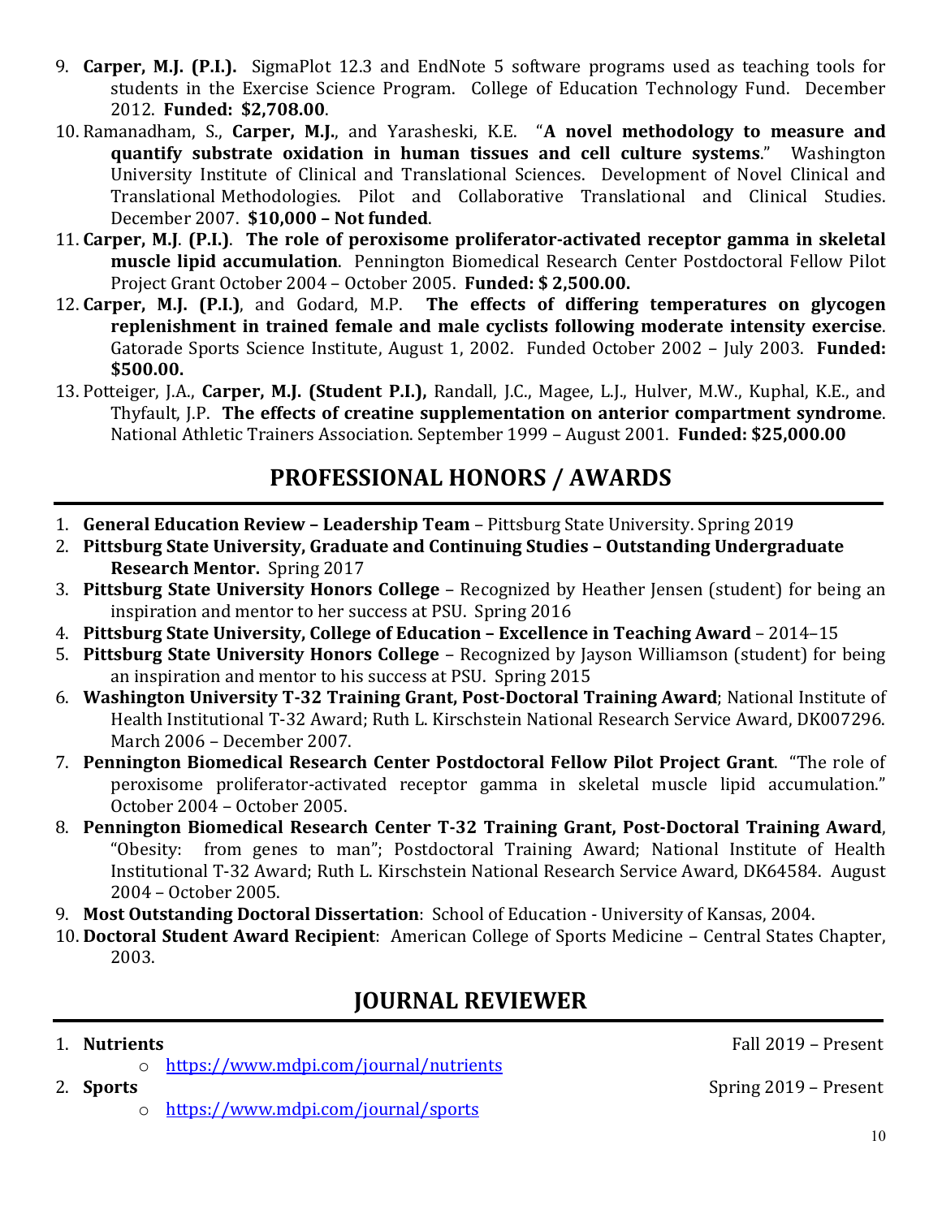9. **Carper, M.J. (P.I.).** SigmaPlot 12.3 and EndNote 5 software programs used as teaching tools for students in the Exercise Science Program. College of Education Technology Fund. December 2012. **Funded: $2,708.00**.
10. Ramanadham, S., **Carper, M.J.**, and Yarasheski, K.E. "**A novel methodology to measure and quantify substrate oxidation in human tissues and cell culture systems**." Washington University Institute of Clinical and Translational Sciences. Development of Novel Clinical and Translational Methodologies. Pilot and Collaborative Translational and Clinical Studies. December 2007. **$10,000 – Not funded**.
11. **Carper, M.J**. **(P.I.)**. **The role of peroxisome proliferator-activated receptor gamma in skeletal muscle lipid accumulation**. Pennington Biomedical Research Center Postdoctoral Fellow Pilot Project Grant October 2004 – October 2005. **Funded: $ 2,500.00.**
12. **Carper, M.J. (P.I.)**, and Godard, M.P. **The effects of differing temperatures on glycogen replenishment in trained female and male cyclists following moderate intensity exercise**. Gatorade Sports Science Institute, August 1, 2002. Funded October 2002 – July 2003. **Funded: $500.00.**
13. Potteiger, J.A., **Carper, M.J. (Student P.I.),** Randall, J.C., Magee, L.J., Hulver, M.W., Kuphal, K.E., and Thyfault, J.P. **The effects of creatine supplementation on anterior compartment syndrome**. National Athletic Trainers Association. September 1999 – August 2001. **Funded: $25,000.00**

## PROFESSIONAL HONORS / AWARDS

1. **General Education Review – Leadership Team** – Pittsburg State University. Spring 2019
2. **Pittsburg State University, Graduate and Continuing Studies – Outstanding Undergraduate Research Mentor.** Spring 2017
3. **Pittsburg State University Honors College** – Recognized by Heather Jensen (student) for being an inspiration and mentor to her success at PSU. Spring 2016
4. **Pittsburg State University, College of Education – Excellence in Teaching Award** – 2014–15
5. **Pittsburg State University Honors College** – Recognized by Jayson Williamson (student) for being an inspiration and mentor to his success at PSU. Spring 2015
6. **Washington University T-32 Training Grant, Post-Doctoral Training Award**; National Institute of Health Institutional T-32 Award; Ruth L. Kirschstein National Research Service Award, DK007296. March 2006 – December 2007.
7. **Pennington Biomedical Research Center Postdoctoral Fellow Pilot Project Grant**. "The role of peroxisome proliferator-activated receptor gamma in skeletal muscle lipid accumulation." October 2004 – October 2005.
8. **Pennington Biomedical Research Center T-32 Training Grant, Post-Doctoral Training Award**, "Obesity: from genes to man"; Postdoctoral Training Award; National Institute of Health Institutional T-32 Award; Ruth L. Kirschstein National Research Service Award, DK64584. August 2004 – October 2005.
9. **Most Outstanding Doctoral Dissertation**: School of Education - University of Kansas, 2004.
10. **Doctoral Student Award Recipient**: American College of Sports Medicine – Central States Chapter, 2003.

## JOURNAL REVIEWER

1. **Nutrients** Fall 2019 – Present
   - https://www.mdpi.com/journal/nutrients
2. **Sports** Spring 2019 – Present
   - https://www.mdpi.com/journal/sports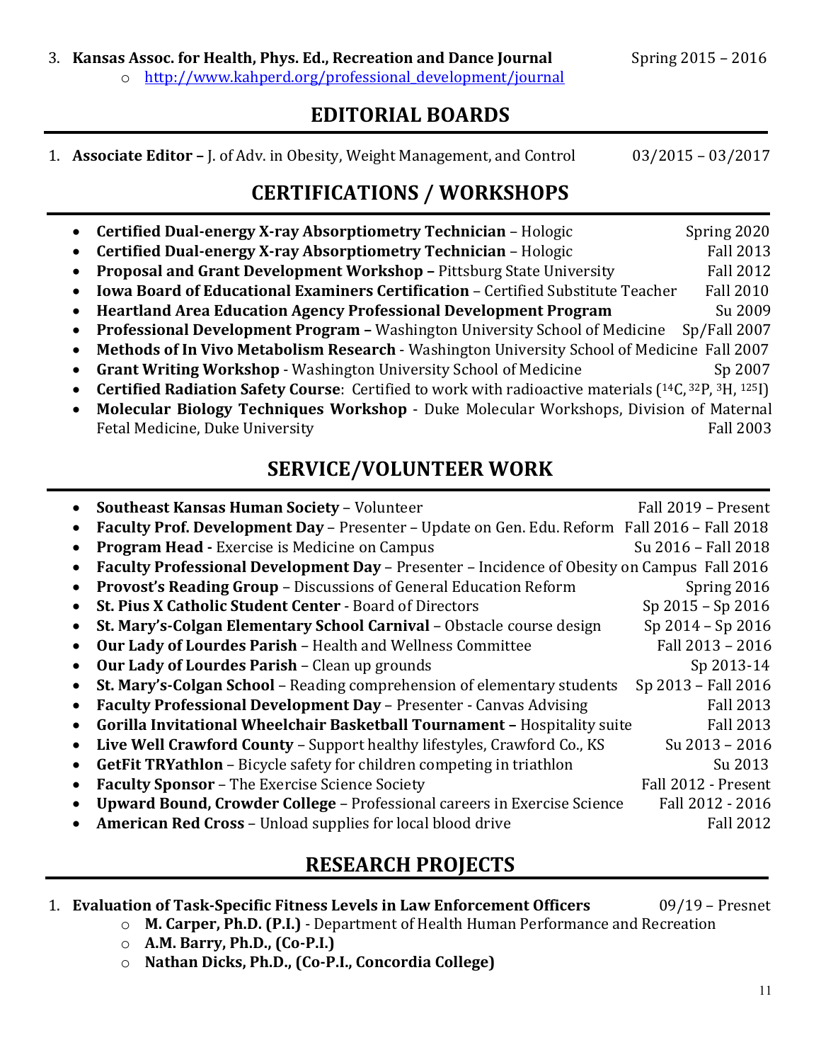3. **Kansas Assoc. for Health, Phys. Ed., Recreation and Dance Journal** Spring 2015 – 2016
   - http://www.kahperd.org/professional_development/journal

## EDITORIAL BOARDS

1. **Associate Editor –** J. of Adv. in Obesity, Weight Management, and Control 03/2015 – 03/2017

## CERTIFICATIONS / WORKSHOPS

- **Certified Dual-energy X-ray Absorptiometry Technician** – Hologic Spring 2020
- **Certified Dual-energy X-ray Absorptiometry Technician** – Hologic Fall 2013
- **Proposal and Grant Development Workshop –** Pittsburg State University Fall 2012
- **Iowa Board of Educational Examiners Certification** – Certified Substitute Teacher Fall 2010
- **Heartland Area Education Agency Professional Development Program** Su 2009
- **Professional Development Program –** Washington University School of Medicine Sp/Fall 2007
- **Methods of In Vivo Metabolism Research** - Washington University School of Medicine Fall 2007
- **Grant Writing Workshop** - Washington University School of Medicine Sp 2007
- **Certified Radiation Safety Course**: Certified to work with radioactive materials ($^{14}C$, $^{32}P$, $^{3}H$, $^{125}I$)
- **Molecular Biology Techniques Workshop** - Duke Molecular Workshops, Division of Maternal Fetal Medicine, Duke University Fall 2003

## SERVICE/VOLUNTEER WORK

- **Southeast Kansas Human Society** – Volunteer Fall 2019 – Present
- **Faculty Prof. Development Day** – Presenter – Update on Gen. Edu. Reform Fall 2016 – Fall 2018
- **Program Head -** Exercise is Medicine on Campus Su 2016 – Fall 2018
- **Faculty Professional Development Day** – Presenter – Incidence of Obesity on Campus Fall 2016
- **Provost's Reading Group** – Discussions of General Education Reform Spring 2016
- **St. Pius X Catholic Student Center** - Board of Directors Sp 2015 – Sp 2016
- **St. Mary's-Colgan Elementary School Carnival** – Obstacle course design Sp 2014 – Sp 2016
- **Our Lady of Lourdes Parish** – Health and Wellness Committee Fall 2013 – 2016
- **Our Lady of Lourdes Parish** – Clean up grounds Sp 2013-14
- **St. Mary's-Colgan School** – Reading comprehension of elementary students Sp 2013 – Fall 2016
- **Faculty Professional Development Day** – Presenter - Canvas Advising Fall 2013
- **Gorilla Invitational Wheelchair Basketball Tournament –** Hospitality suite Fall 2013
- **Live Well Crawford County** – Support healthy lifestyles, Crawford Co., KS Su 2013 – 2016
- **GetFit TRYathlon** – Bicycle safety for children competing in triathlon Su 2013
- **Faculty Sponsor** – The Exercise Science Society Fall 2012 - Present
- **Upward Bound, Crowder College** – Professional careers in Exercise Science Fall 2012 - 2016
- **American Red Cross** – Unload supplies for local blood drive Fall 2012

## RESEARCH PROJECTS

1. **Evaluation of Task-Specific Fitness Levels in Law Enforcement Officers** 09/19 – Presnet
   - **M. Carper, Ph.D. (P.I.)** - Department of Health Human Performance and Recreation
   - **A.M. Barry, Ph.D., (Co-P.I.)**
   - **Nathan Dicks, Ph.D., (Co-P.I., Concordia College)**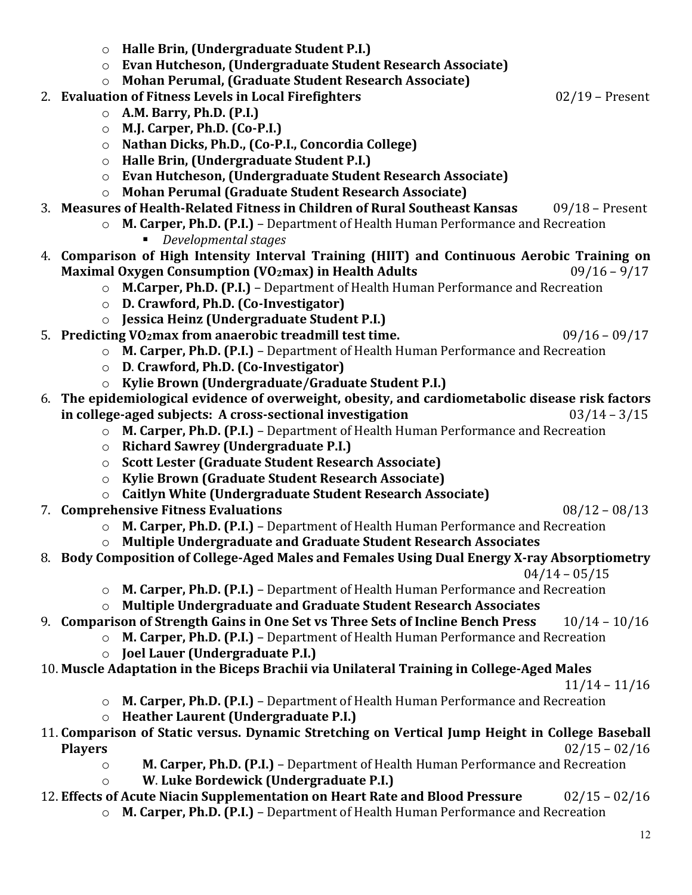- **Halle Brin, (Undergraduate Student P.I.)**
- **Evan Hutcheson, (Undergraduate Student Research Associate)**
- **Mohan Perumal, (Graduate Student Research Associate)**

2. **Evaluation of Fitness Levels in Local Firefighters** 02/19 – Present
    - **A.M. Barry, Ph.D. (P.I.)**
    - **M.J. Carper, Ph.D. (Co-P.I.)**
    - **Nathan Dicks, Ph.D., (Co-P.I., Concordia College)**
    - **Halle Brin, (Undergraduate Student P.I.)**
    - **Evan Hutcheson, (Undergraduate Student Research Associate)**
    - **Mohan Perumal (Graduate Student Research Associate)**
3. **Measures of Health-Related Fitness in Children of Rural Southeast Kansas** 09/18 – Present
    - **M. Carper, Ph.D. (P.I.)** – Department of Health Human Performance and Recreation
        - *Developmental stages*
4. **Comparison of High Intensity Interval Training (HIIT) and Continuous Aerobic Training on Maximal Oxygen Consumption ($VO_2$max) in Health Adults** 09/16 – 9/17
    - **M.Carper, Ph.D. (P.I.)** – Department of Health Human Performance and Recreation
    - **D. Crawford, Ph.D. (Co-Investigator)**
    - **Jessica Heinz (Undergraduate Student P.I.)**
5. **Predicting $VO_2$max from anaerobic treadmill test time.** 09/16 – 09/17
    - **M. Carper, Ph.D. (P.I.)** – Department of Health Human Performance and Recreation
    - **D. Crawford, Ph.D. (Co-Investigator)**
    - **Kylie Brown (Undergraduate/Graduate Student P.I.)**
6. **The epidemiological evidence of overweight, obesity, and cardiometabolic disease risk factors in college-aged subjects: A cross-sectional investigation** 03/14 – 3/15
    - **M. Carper, Ph.D. (P.I.)** – Department of Health Human Performance and Recreation
    - **Richard Sawrey (Undergraduate P.I.)**
    - **Scott Lester (Graduate Student Research Associate)**
    - **Kylie Brown (Graduate Student Research Associate)**
    - **Caitlyn White (Undergraduate Student Research Associate)**
7. **Comprehensive Fitness Evaluations** 08/12 – 08/13
    - **M. Carper, Ph.D. (P.I.)** – Department of Health Human Performance and Recreation
    - **Multiple Undergraduate and Graduate Student Research Associates**
8. **Body Composition of College-Aged Males and Females Using Dual Energy X-ray Absorptiometry** 04/14 – 05/15
    - **M. Carper, Ph.D. (P.I.)** – Department of Health Human Performance and Recreation
    - **Multiple Undergraduate and Graduate Student Research Associates**
9. **Comparison of Strength Gains in One Set vs Three Sets of Incline Bench Press** 10/14 – 10/16
    - **M. Carper, Ph.D. (P.I.)** – Department of Health Human Performance and Recreation
    - **Joel Lauer (Undergraduate P.I.)**
10. **Muscle Adaptation in the Biceps Brachii via Unilateral Training in College-Aged Males** 11/14 – 11/16
    - **M. Carper, Ph.D. (P.I.)** – Department of Health Human Performance and Recreation
    - **Heather Laurent (Undergraduate P.I.)**
11. **Comparison of Static versus. Dynamic Stretching on Vertical Jump Height in College Baseball Players** 02/15 – 02/16
    - **M. Carper, Ph.D. (P.I.)** – Department of Health Human Performance and Recreation
    - **W. Luke Bordewick (Undergraduate P.I.)**
12. **Effects of Acute Niacin Supplementation on Heart Rate and Blood Pressure** 02/15 – 02/16
    - **M. Carper, Ph.D. (P.I.)** – Department of Health Human Performance and Recreation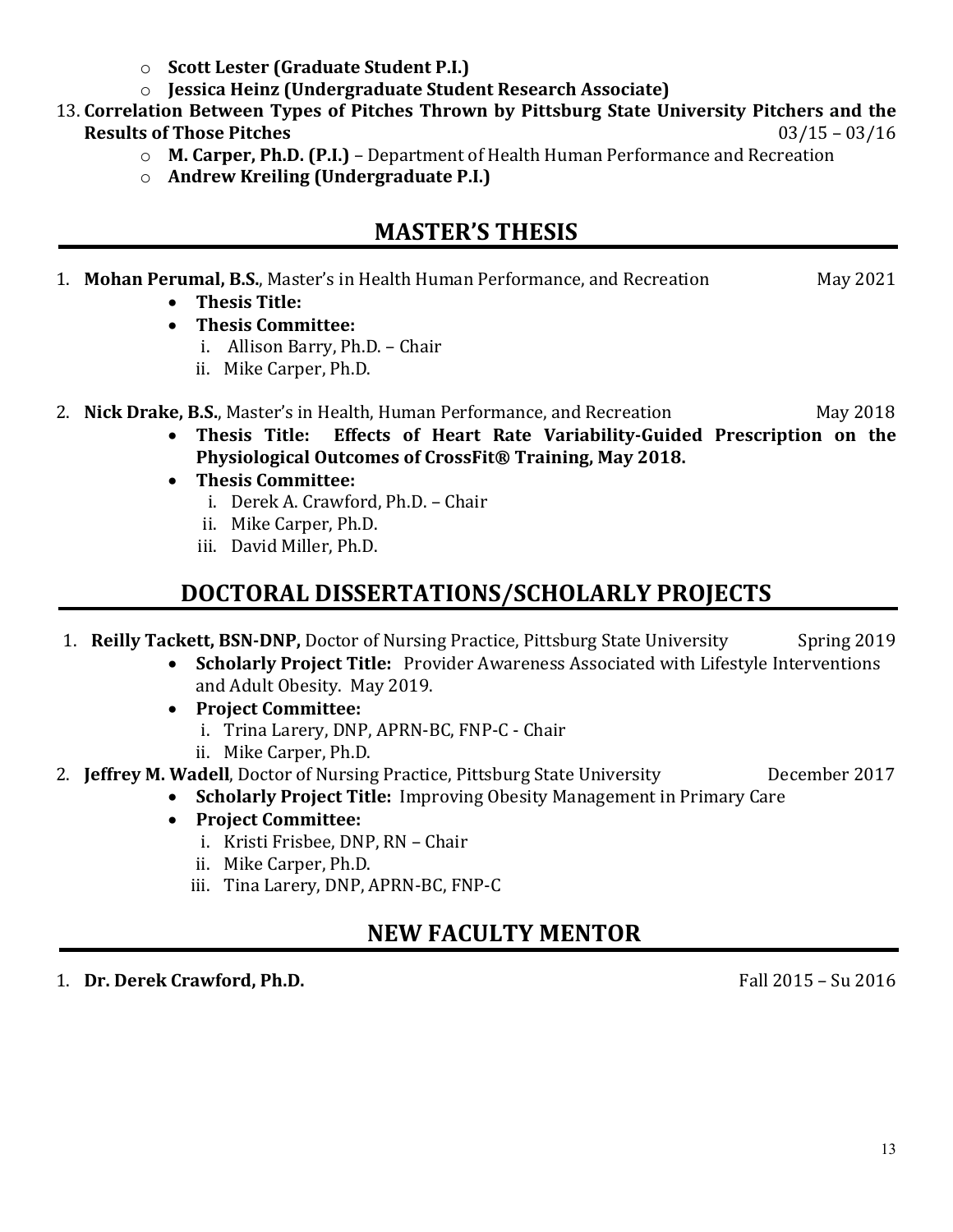- **Scott Lester (Graduate Student P.I.)**
- **Jessica Heinz (Undergraduate Student Research Associate)**

13. **Correlation Between Types of Pitches Thrown by Pittsburg State University Pitchers and the Results of Those Pitches** 03/15 – 03/16
    - **M. Carper, Ph.D. (P.I.)** – Department of Health Human Performance and Recreation
    - **Andrew Kreiling (Undergraduate P.I.)**

## MASTER'S THESIS

1. **Mohan Perumal, B.S.**, Master's in Health Human Performance, and Recreation May 2021
   - **Thesis Title:**
   - **Thesis Committee:**
     - i. Allison Barry, Ph.D. – Chair
     - ii. Mike Carper, Ph.D.

2. **Nick Drake, B.S.**, Master's in Health, Human Performance, and Recreation May 2018
   - **Thesis Title: Effects of Heart Rate Variability-Guided Prescription on the Physiological Outcomes of CrossFit® Training, May 2018.**
   - **Thesis Committee:**
     - i. Derek A. Crawford, Ph.D. – Chair
     - ii. Mike Carper, Ph.D.
     - iii. David Miller, Ph.D.

## DOCTORAL DISSERTATIONS/SCHOLARLY PROJECTS

1. **Reilly Tackett, BSN-DNP,** Doctor of Nursing Practice, Pittsburg State University Spring 2019
   - **Scholarly Project Title:** Provider Awareness Associated with Lifestyle Interventions and Adult Obesity. May 2019.
   - **Project Committee:**
     - i. Trina Larery, DNP, APRN-BC, FNP-C - Chair
     - ii. Mike Carper, Ph.D.

2. **Jeffrey M. Wadell**, Doctor of Nursing Practice, Pittsburg State University December 2017
   - **Scholarly Project Title:** Improving Obesity Management in Primary Care
   - **Project Committee:**
     - i. Kristi Frisbee, DNP, RN – Chair
     - ii. Mike Carper, Ph.D.
     - iii. Tina Larery, DNP, APRN-BC, FNP-C

## NEW FACULTY MENTOR

1. **Dr. Derek Crawford, Ph.D.** Fall 2015 – Su 2016